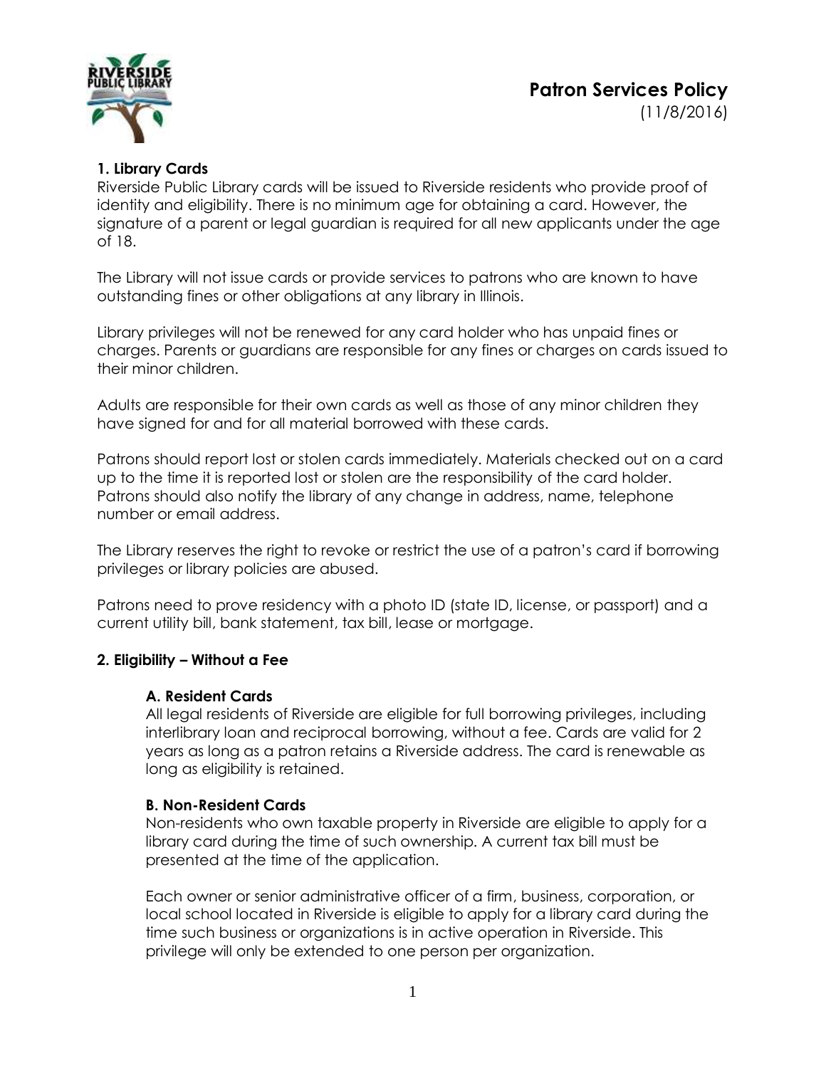# Patron Services Policy

(11/8/2016)

## 1. Library Cards

Riverside Public Library cards will be issued to Riverside residents who provide proof of identity and eligibility. There is no minimum age for obtaining a card. However, the signature of a parent or legal guardian is required for all new applicants under the age of 18.

The Library will not issue cards or provide services to patrons who are known to have outstanding fines or other obligations at any library in Illinois.

Library privileges will not be renewed for any card holder who has unpaid fines or charges. Parents or guardians are responsible for any fines or charges on cards issued to their minor children.

Adults are responsible for their own cards as well as those of any minor children they have signed for and for all material borrowed with these cards.

Patrons should report lost or stolen cards immediately. Materials checked out on a card up to the time it is reported lost or stolen are the responsibility of the card holder. Patrons should also notify the library of any change in address, name, telephone number or email address.

The Library reserves the right to revoke or restrict the use of a patron's card if borrowing privileges or library policies are abused.

Patrons need to prove residency with a photo ID (state ID, license, or passport) and a current utility bill, bank statement, tax bill, lease or mortgage.

## 2. Eligibility – Without a Fee

### A. Resident Cards

All legal residents of Riverside are eligible for full borrowing privileges, including interlibrary loan and reciprocal borrowing, without a fee. Cards are valid for 2 years as long as a patron retains a Riverside address. The card is renewable as long as eligibility is retained.

### B. Non-Resident Cards

Non-residents who own taxable property in Riverside are eligible to apply for a library card during the time of such ownership. A current tax bill must be presented at the time of the application.

Each owner or senior administrative officer of a firm, business, corporation, or local school located in Riverside is eligible to apply for a library card during the time such business or organizations is in active operation in Riverside. This privilege will only be extended to one person per organization.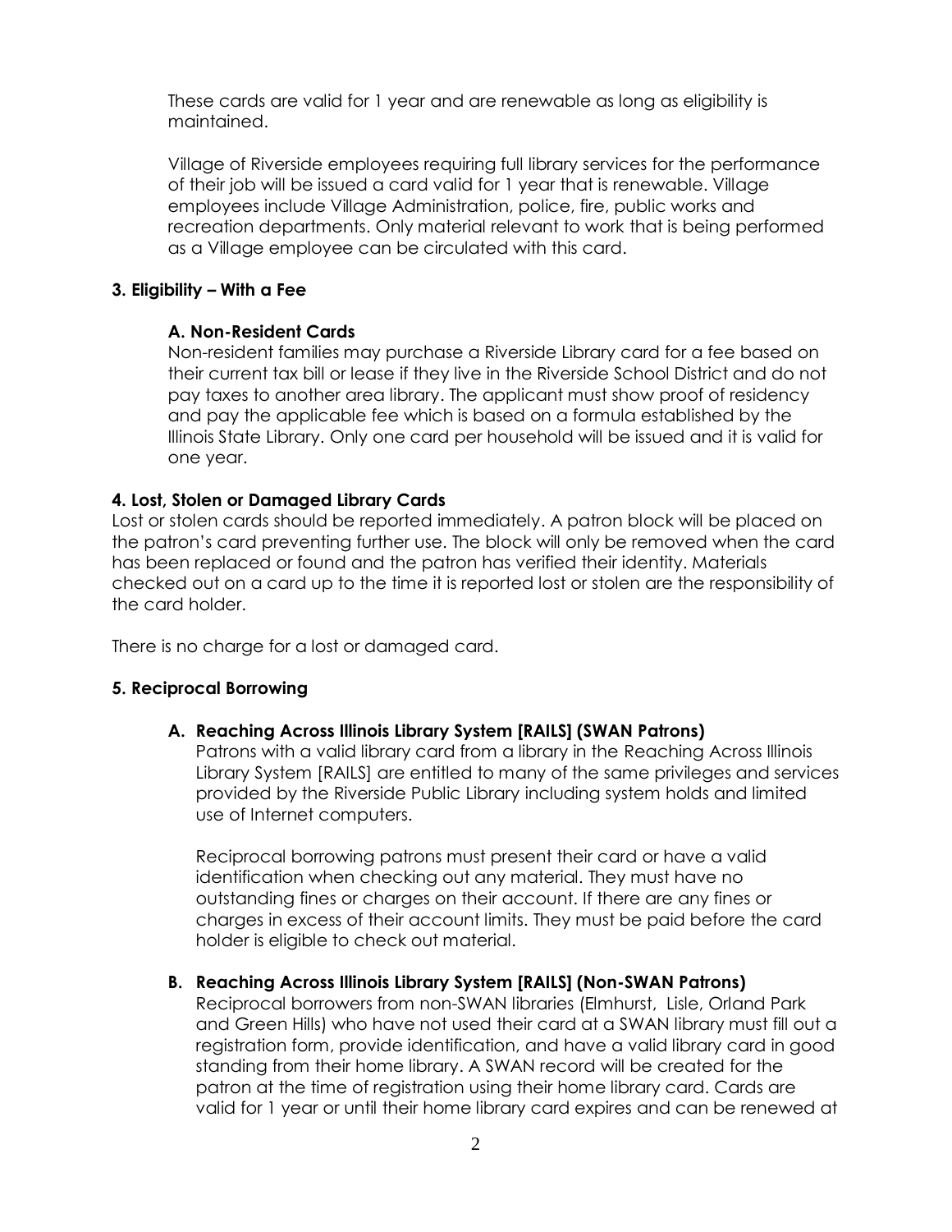These cards are valid for 1 year and are renewable as long as eligibility is maintained.

Village of Riverside employees requiring full library services for the performance of their job will be issued a card valid for 1 year that is renewable. Village employees include Village Administration, police, fire, public works and recreation departments. Only material relevant to work that is being performed as a Village employee can be circulated with this card.

**3. Eligibility – With a Fee**

**A. Non-Resident Cards**

Non-resident families may purchase a Riverside Library card for a fee based on their current tax bill or lease if they live in the Riverside School District and do not pay taxes to another area library. The applicant must show proof of residency and pay the applicable fee which is based on a formula established by the Illinois State Library. Only one card per household will be issued and it is valid for one year.

**4. Lost, Stolen or Damaged Library Cards**

Lost or stolen cards should be reported immediately. A patron block will be placed on the patron's card preventing further use. The block will only be removed when the card has been replaced or found and the patron has verified their identity. Materials checked out on a card up to the time it is reported lost or stolen are the responsibility of the card holder.

There is no charge for a lost or damaged card.

**5. Reciprocal Borrowing**

**A. Reaching Across Illinois Library System [RAILS] (SWAN Patrons)**

Patrons with a valid library card from a library in the Reaching Across Illinois Library System [RAILS] are entitled to many of the same privileges and services provided by the Riverside Public Library including system holds and limited use of Internet computers.

Reciprocal borrowing patrons must present their card or have a valid identification when checking out any material. They must have no outstanding fines or charges on their account. If there are any fines or charges in excess of their account limits. They must be paid before the card holder is eligible to check out material.

**B. Reaching Across Illinois Library System [RAILS] (Non-SWAN Patrons)**

Reciprocal borrowers from non-SWAN libraries (Elmhurst, Lisle, Orland Park and Green Hills) who have not used their card at a SWAN library must fill out a registration form, provide identification, and have a valid library card in good standing from their home library. A SWAN record will be created for the patron at the time of registration using their home library card. Cards are valid for 1 year or until their home library card expires and can be renewed at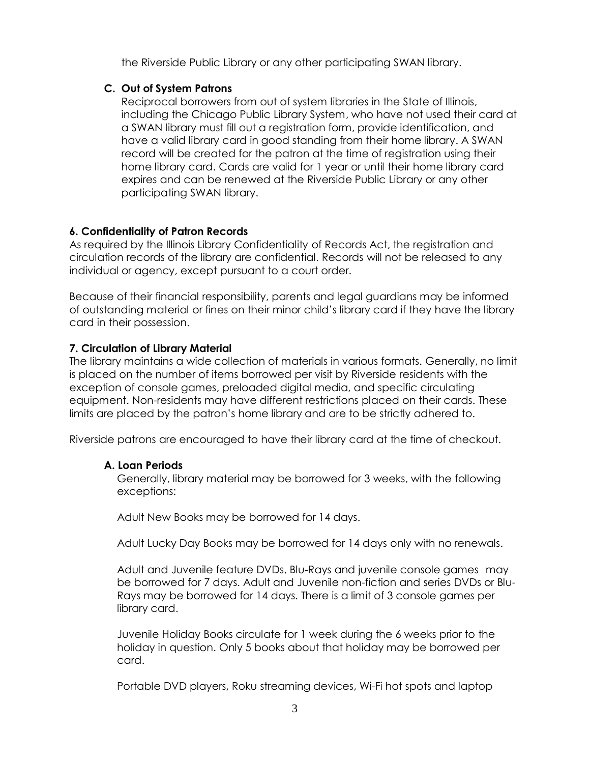the Riverside Public Library or any other participating SWAN library.

### C. Out of System Patrons

Reciprocal borrowers from out of system libraries in the State of Illinois, including the Chicago Public Library System, who have not used their card at a SWAN library must fill out a registration form, provide identification, and have a valid library card in good standing from their home library. A SWAN record will be created for the patron at the time of registration using their home library card. Cards are valid for 1 year or until their home library card expires and can be renewed at the Riverside Public Library or any other participating SWAN library.

## 6. Confidentiality of Patron Records

As required by the Illinois Library Confidentiality of Records Act, the registration and circulation records of the library are confidential. Records will not be released to any individual or agency, except pursuant to a court order.

Because of their financial responsibility, parents and legal guardians may be informed of outstanding material or fines on their minor child's library card if they have the library card in their possession.

## 7. Circulation of Library Material

The library maintains a wide collection of materials in various formats. Generally, no limit is placed on the number of items borrowed per visit by Riverside residents with the exception of console games, preloaded digital media, and specific circulating equipment. Non-residents may have different restrictions placed on their cards. These limits are placed by the patron's home library and are to be strictly adhered to.

Riverside patrons are encouraged to have their library card at the time of checkout.

### A. Loan Periods

Generally, library material may be borrowed for 3 weeks, with the following exceptions:

Adult New Books may be borrowed for 14 days.

Adult Lucky Day Books may be borrowed for 14 days only with no renewals.

Adult and Juvenile feature DVDs, Blu-Rays and juvenile console games may be borrowed for 7 days. Adult and Juvenile non-fiction and series DVDs or Blu-Rays may be borrowed for 14 days. There is a limit of 3 console games per library card.

Juvenile Holiday Books circulate for 1 week during the 6 weeks prior to the holiday in question. Only 5 books about that holiday may be borrowed per card.

Portable DVD players, Roku streaming devices, Wi-Fi hot spots and laptop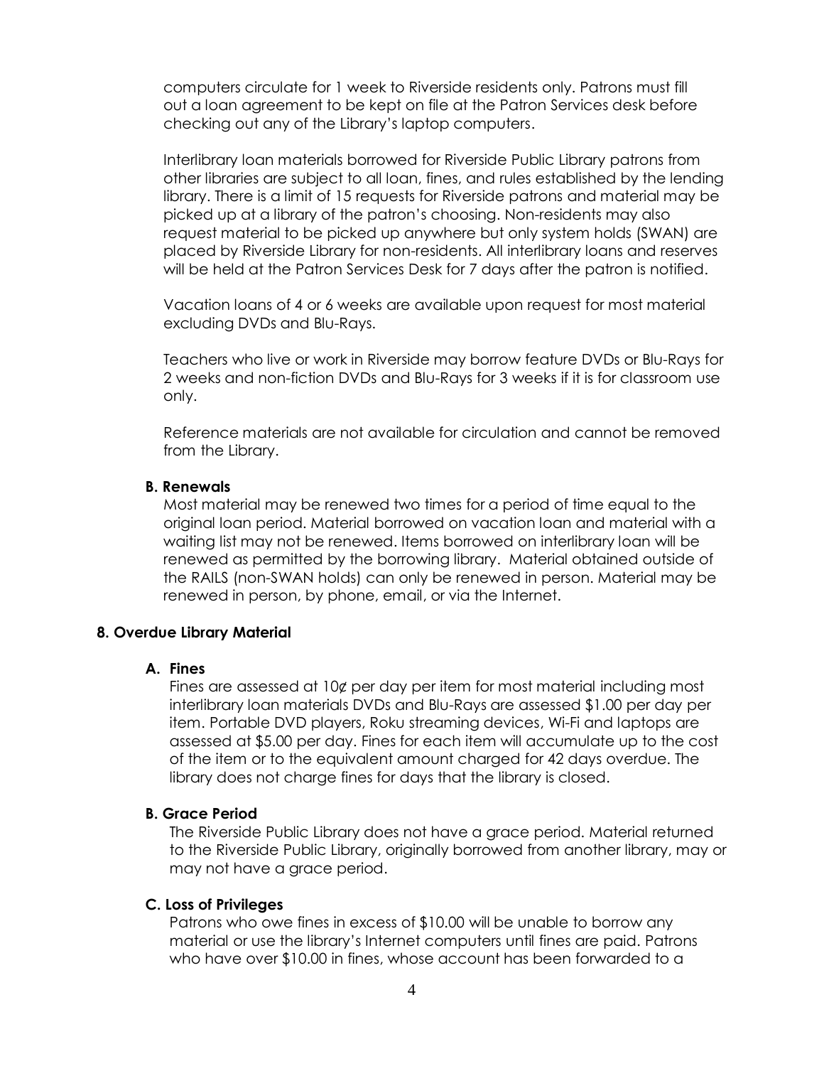computers circulate for 1 week to Riverside residents only. Patrons must fill out a loan agreement to be kept on file at the Patron Services desk before checking out any of the Library's laptop computers.

Interlibrary loan materials borrowed for Riverside Public Library patrons from other libraries are subject to all loan, fines, and rules established by the lending library. There is a limit of 15 requests for Riverside patrons and material may be picked up at a library of the patron's choosing. Non-residents may also request material to be picked up anywhere but only system holds (SWAN) are placed by Riverside Library for non-residents. All interlibrary loans and reserves will be held at the Patron Services Desk for 7 days after the patron is notified.

Vacation loans of 4 or 6 weeks are available upon request for most material excluding DVDs and Blu-Rays.

Teachers who live or work in Riverside may borrow feature DVDs or Blu-Rays for 2 weeks and non-fiction DVDs and Blu-Rays for 3 weeks if it is for classroom use only.

Reference materials are not available for circulation and cannot be removed from the Library.

### B. Renewals

Most material may be renewed two times for a period of time equal to the original loan period. Material borrowed on vacation loan and material with a waiting list may not be renewed. Items borrowed on interlibrary loan will be renewed as permitted by the borrowing library. Material obtained outside of the RAILS (non-SWAN holds) can only be renewed in person. Material may be renewed in person, by phone, email, or via the Internet.

## 8. Overdue Library Material

### A. Fines

Fines are assessed at 10¢ per day per item for most material including most interlibrary loan materials DVDs and Blu-Rays are assessed $1.00 per day per item. Portable DVD players, Roku streaming devices, Wi-Fi and laptops are assessed at $5.00 per day. Fines for each item will accumulate up to the cost of the item or to the equivalent amount charged for 42 days overdue. The library does not charge fines for days that the library is closed.

### B. Grace Period

The Riverside Public Library does not have a grace period. Material returned to the Riverside Public Library, originally borrowed from another library, may or may not have a grace period.

### C. Loss of Privileges

Patrons who owe fines in excess of $10.00 will be unable to borrow any material or use the library's Internet computers until fines are paid. Patrons who have over $10.00 in fines, whose account has been forwarded to a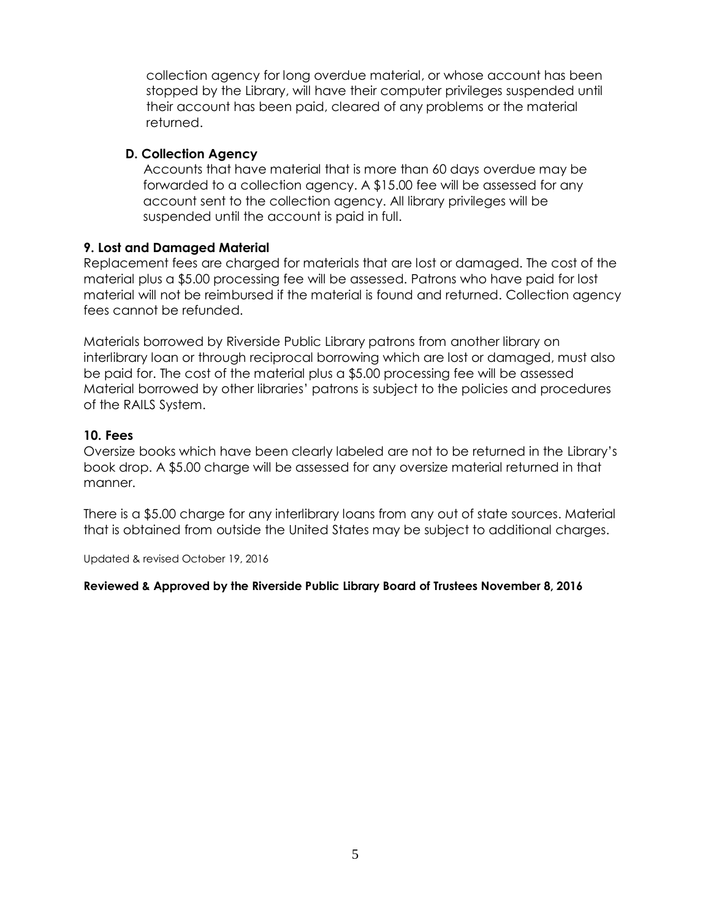collection agency for long overdue material, or whose account has been stopped by the Library, will have their computer privileges suspended until their account has been paid, cleared of any problems or the material returned.

### D. Collection Agency

Accounts that have material that is more than 60 days overdue may be forwarded to a collection agency. A $15.00 fee will be assessed for any account sent to the collection agency. All library privileges will be suspended until the account is paid in full.

## 9. Lost and Damaged Material

Replacement fees are charged for materials that are lost or damaged. The cost of the material plus a $5.00 processing fee will be assessed. Patrons who have paid for lost material will not be reimbursed if the material is found and returned. Collection agency fees cannot be refunded.

Materials borrowed by Riverside Public Library patrons from another library on interlibrary loan or through reciprocal borrowing which are lost or damaged, must also be paid for. The cost of the material plus a $5.00 processing fee will be assessed Material borrowed by other libraries' patrons is subject to the policies and procedures of the RAILS System.

## 10. Fees

Oversize books which have been clearly labeled are not to be returned in the Library's book drop. A $5.00 charge will be assessed for any oversize material returned in that manner.

There is a $5.00 charge for any interlibrary loans from any out of state sources. Material that is obtained from outside the United States may be subject to additional charges.

Updated & revised October 19, 2016

**Reviewed & Approved by the Riverside Public Library Board of Trustees November 8, 2016**